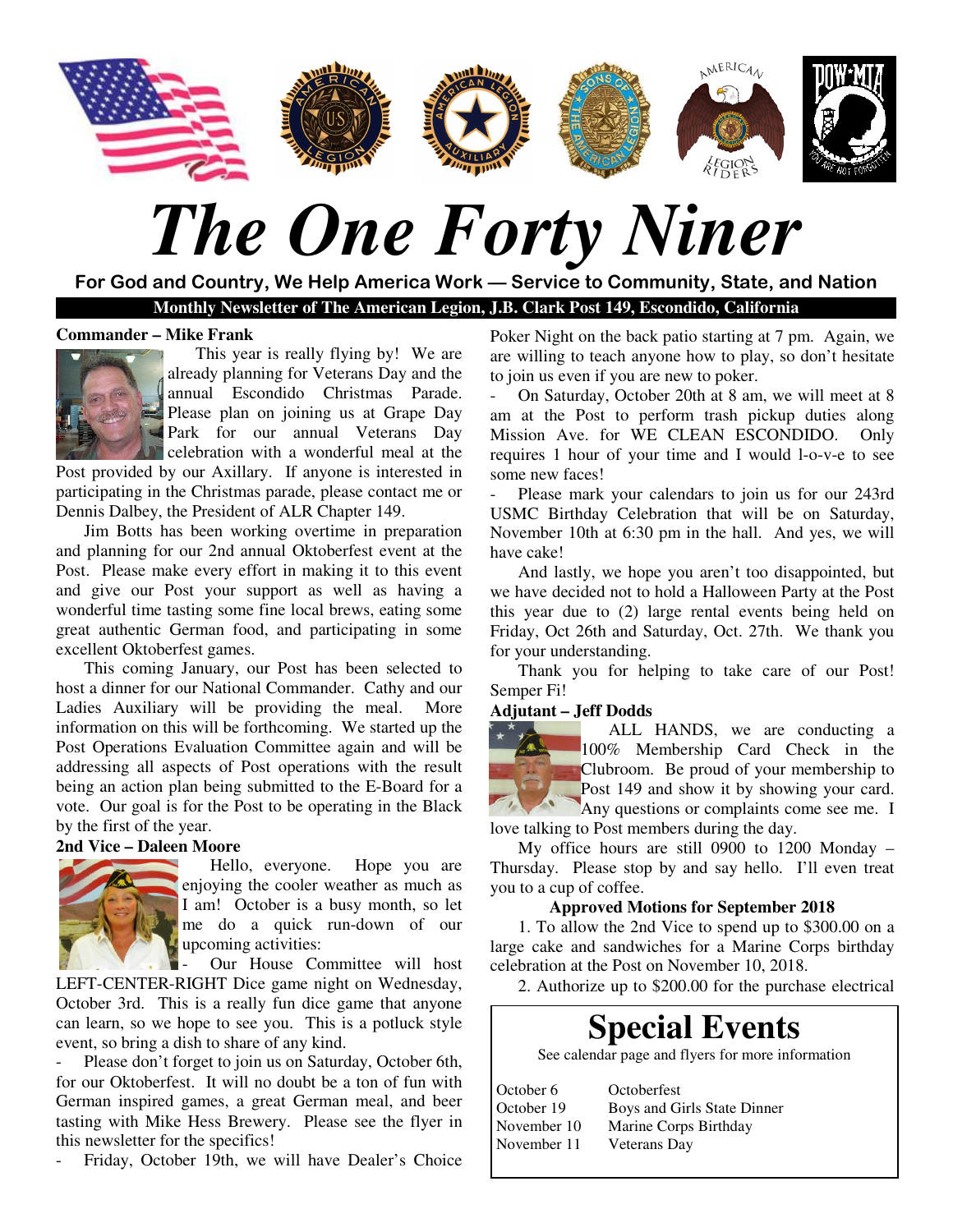# The One Forty Niner

**For God and Country, We Help America Work — Service to Community, State, and Nation**

**Monthly Newsletter of The American Legion, J.B. Clark Post 149, Escondido, California**

### Commander – Mike Frank

This year is really flying by! We are already planning for Veterans Day and the annual Escondido Christmas Parade. Please plan on joining us at Grape Day Park for our annual Veterans Day celebration with a wonderful meal at the Post provided by our Axillary. If anyone is interested in participating in the Christmas parade, please contact me or Dennis Dalbey, the President of ALR Chapter 149.

Jim Botts has been working overtime in preparation and planning for our 2nd annual Oktoberfest event at the Post. Please make every effort in making it to this event and give our Post your support as well as having a wonderful time tasting some fine local brews, eating some great authentic German food, and participating in some excellent Oktoberfest games.

This coming January, our Post has been selected to host a dinner for our National Commander. Cathy and our Ladies Auxiliary will be providing the meal. More information on this will be forthcoming. We started up the Post Operations Evaluation Committee again and will be addressing all aspects of Post operations with the result being an action plan being submitted to the E-Board for a vote. Our goal is for the Post to be operating in the Black by the first of the year.

### 2nd Vice – Daleen Moore

Hello, everyone. Hope you are enjoying the cooler weather as much as I am! October is a busy month, so let me do a quick run-down of our upcoming activities:

- Our House Committee will host LEFT-CENTER-RIGHT Dice game night on Wednesday, October 3rd. This is a really fun dice game that anyone can learn, so we hope to see you. This is a potluck style event, so bring a dish to share of any kind.
- Please don't forget to join us on Saturday, October 6th, for our Oktoberfest. It will no doubt be a ton of fun with German inspired games, a great German meal, and beer tasting with Mike Hess Brewery. Please see the flyer in this newsletter for the specifics!
- Friday, October 19th, we will have Dealer's Choice Poker Night on the back patio starting at 7 pm. Again, we are willing to teach anyone how to play, so don't hesitate to join us even if you are new to poker.
- On Saturday, October 20th at 8 am, we will meet at 8 am at the Post to perform trash pickup duties along Mission Ave. for WE CLEAN ESCONDIDO. Only requires 1 hour of your time and I would l-o-v-e to see some new faces!
- Please mark your calendars to join us for our 243rd USMC Birthday Celebration that will be on Saturday, November 10th at 6:30 pm in the hall. And yes, we will have cake!

And lastly, we hope you aren't too disappointed, but we have decided not to hold a Halloween Party at the Post this year due to (2) large rental events being held on Friday, Oct 26th and Saturday, Oct. 27th. We thank you for your understanding.

Thank you for helping to take care of our Post! Semper Fi!

### Adjutant – Jeff Dodds

ALL HANDS, we are conducting a 100% Membership Card Check in the Clubroom. Be proud of your membership to Post 149 and show it by showing your card. Any questions or complaints come see me. I love talking to Post members during the day.

My office hours are still 0900 to 1200 Monday – Thursday. Please stop by and say hello. I'll even treat you to a cup of coffee.

**Approved Motions for September 2018**

1. To allow the 2nd Vice to spend up to $300.00 on a large cake and sandwiches for a Marine Corps birthday celebration at the Post on November 10, 2018.
2. Authorize up to $200.00 for the purchase electrical

## Special Events

See calendar page and flyers for more information

| | |
|---|---|
| October 6 | Octoberfest |
| October 19 | Boys and Girls State Dinner |
| November 10 | Marine Corps Birthday |
| November 11 | Veterans Day |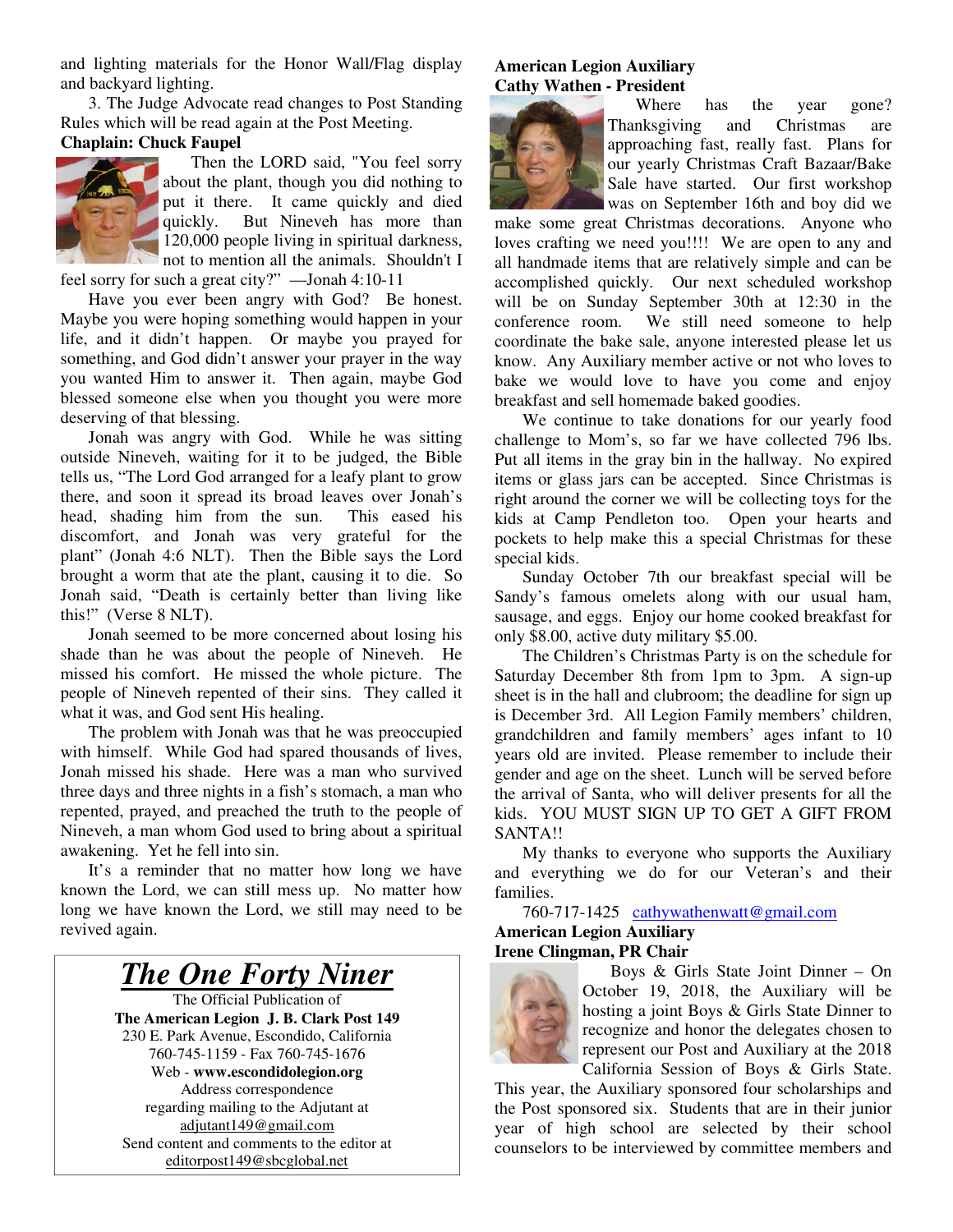and lighting materials for the Honor Wall/Flag display and backyard lighting.

3. The Judge Advocate read changes to Post Standing Rules which will be read again at the Post Meeting.

**Chaplain: Chuck Faupel**

Then the LORD said, "You feel sorry about the plant, though you did nothing to put it there. It came quickly and died quickly. But Nineveh has more than 120,000 people living in spiritual darkness, not to mention all the animals. Shouldn't I feel sorry for such a great city?" —Jonah 4:10-11

Have you ever been angry with God? Be honest. Maybe you were hoping something would happen in your life, and it didn't happen. Or maybe you prayed for something, and God didn't answer your prayer in the way you wanted Him to answer it. Then again, maybe God blessed someone else when you thought you were more deserving of that blessing.

Jonah was angry with God. While he was sitting outside Nineveh, waiting for it to be judged, the Bible tells us, "The Lord God arranged for a leafy plant to grow there, and soon it spread its broad leaves over Jonah's head, shading him from the sun. This eased his discomfort, and Jonah was very grateful for the plant" (Jonah 4:6 NLT). Then the Bible says the Lord brought a worm that ate the plant, causing it to die. So Jonah said, "Death is certainly better than living like this!" (Verse 8 NLT).

Jonah seemed to be more concerned about losing his shade than he was about the people of Nineveh. He missed his comfort. He missed the whole picture. The people of Nineveh repented of their sins. They called it what it was, and God sent His healing.

The problem with Jonah was that he was preoccupied with himself. While God had spared thousands of lives, Jonah missed his shade. Here was a man who survived three days and three nights in a fish's stomach, a man who repented, prayed, and preached the truth to the people of Nineveh, a man whom God used to bring about a spiritual awakening. Yet he fell into sin.

It's a reminder that no matter how long we have known the Lord, we can still mess up. No matter how long we have known the Lord, we still may need to be revived again.

---

***The One Forty Niner***

The Official Publication of
**The American Legion J. B. Clark Post 149**
230 E. Park Avenue, Escondido, California
760-745-1159 - Fax 760-745-1676
Web - **www.escondidolegion.org**
Address correspondence
regarding mailing to the Adjutant at
adjutant149@gmail.com
Send content and comments to the editor at
editorpost149@sbcglobal.net

---

**American Legion Auxiliary**
**Cathy Wathen - President**

Where has the year gone? Thanksgiving and Christmas are approaching fast, really fast. Plans for our yearly Christmas Craft Bazaar/Bake Sale have started. Our first workshop was on September 16th and boy did we make some great Christmas decorations. Anyone who loves crafting we need you!!!! We are open to any and all handmade items that are relatively simple and can be accomplished quickly. Our next scheduled workshop will be on Sunday September 30th at 12:30 in the conference room. We still need someone to help coordinate the bake sale, anyone interested please let us know. Any Auxiliary member active or not who loves to bake we would love to have you come and enjoy breakfast and sell homemade baked goodies.

We continue to take donations for our yearly food challenge to Mom's, so far we have collected 796 lbs. Put all items in the gray bin in the hallway. No expired items or glass jars can be accepted. Since Christmas is right around the corner we will be collecting toys for the kids at Camp Pendleton too. Open your hearts and pockets to help make this a special Christmas for these special kids.

Sunday October 7th our breakfast special will be Sandy's famous omelets along with our usual ham, sausage, and eggs. Enjoy our home cooked breakfast for only $8.00, active duty military $5.00.

The Children's Christmas Party is on the schedule for Saturday December 8th from 1pm to 3pm. A sign-up sheet is in the hall and clubroom; the deadline for sign up is December 3rd. All Legion Family members' children, grandchildren and family members' ages infant to 10 years old are invited. Please remember to include their gender and age on the sheet. Lunch will be served before the arrival of Santa, who will deliver presents for all the kids. YOU MUST SIGN UP TO GET A GIFT FROM SANTA!!

My thanks to everyone who supports the Auxiliary and everything we do for our Veteran's and their families.

760-717-1425 cathywathenwatt@gmail.com

**American Legion Auxiliary**
**Irene Clingman, PR Chair**

Boys & Girls State Joint Dinner – On October 19, 2018, the Auxiliary will be hosting a joint Boys & Girls State Dinner to recognize and honor the delegates chosen to represent our Post and Auxiliary at the 2018 California Session of Boys & Girls State. This year, the Auxiliary sponsored four scholarships and the Post sponsored six. Students that are in their junior year of high school are selected by their school counselors to be interviewed by committee members and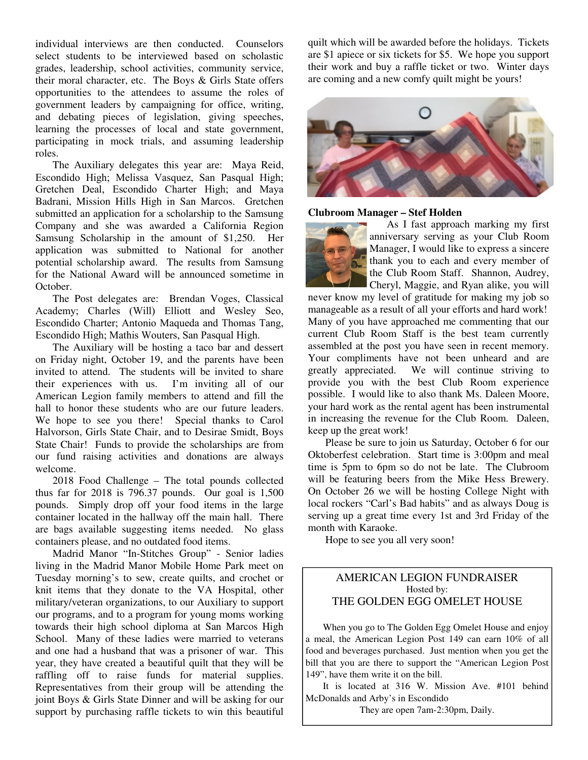individual interviews are then conducted. Counselors select students to be interviewed based on scholastic grades, leadership, school activities, community service, their moral character, etc. The Boys & Girls State offers opportunities to the attendees to assume the roles of government leaders by campaigning for office, writing, and debating pieces of legislation, giving speeches, learning the processes of local and state government, participating in mock trials, and assuming leadership roles.

The Auxiliary delegates this year are: Maya Reid, Escondido High; Melissa Vasquez, San Pasqual High; Gretchen Deal, Escondido Charter High; and Maya Badrani, Mission Hills High in San Marcos. Gretchen submitted an application for a scholarship to the Samsung Company and she was awarded a California Region Samsung Scholarship in the amount of $1,250. Her application was submitted to National for another potential scholarship award. The results from Samsung for the National Award will be announced sometime in October.

The Post delegates are: Brendan Voges, Classical Academy; Charles (Will) Elliott and Wesley Seo, Escondido Charter; Antonio Maqueda and Thomas Tang, Escondido High; Mathis Wouters, San Pasqual High.

The Auxiliary will be hosting a taco bar and dessert on Friday night, October 19, and the parents have been invited to attend. The students will be invited to share their experiences with us. I'm inviting all of our American Legion family members to attend and fill the hall to honor these students who are our future leaders. We hope to see you there! Special thanks to Carol Halvorson, Girls State Chair, and to Desirae Smidt, Boys State Chair! Funds to provide the scholarships are from our fund raising activities and donations are always welcome.

2018 Food Challenge – The total pounds collected thus far for 2018 is 796.37 pounds. Our goal is 1,500 pounds. Simply drop off your food items in the large container located in the hallway off the main hall. There are bags available suggesting items needed. No glass containers please, and no outdated food items.

Madrid Manor "In-Stitches Group" - Senior ladies living in the Madrid Manor Mobile Home Park meet on Tuesday morning's to sew, create quilts, and crochet or knit items that they donate to the VA Hospital, other military/veteran organizations, to our Auxiliary to support our programs, and to a program for young moms working towards their high school diploma at San Marcos High School. Many of these ladies were married to veterans and one had a husband that was a prisoner of war. This year, they have created a beautiful quilt that they will be raffling off to raise funds for material supplies. Representatives from their group will be attending the joint Boys & Girls State Dinner and will be asking for our support by purchasing raffle tickets to win this beautiful quilt which will be awarded before the holidays. Tickets are $1 apiece or six tickets for $5. We hope you support their work and buy a raffle ticket or two. Winter days are coming and a new comfy quilt might be yours!

**Clubroom Manager – Stef Holden**

As I fast approach marking my first anniversary serving as your Club Room Manager, I would like to express a sincere thank you to each and every member of the Club Room Staff. Shannon, Audrey, Cheryl, Maggie, and Ryan alike, you will never know my level of gratitude for making my job so manageable as a result of all your efforts and hard work! Many of you have approached me commenting that our current Club Room Staff is the best team currently assembled at the post you have seen in recent memory. Your compliments have not been unheard and are greatly appreciated. We will continue striving to provide you with the best Club Room experience possible. I would like to also thank Ms. Daleen Moore, your hard work as the rental agent has been instrumental in increasing the revenue for the Club Room. Daleen, keep up the great work!

Please be sure to join us Saturday, October 6 for our Oktoberfest celebration. Start time is 3:00pm and meal time is 5pm to 6pm so do not be late. The Clubroom will be featuring beers from the Mike Hess Brewery. On October 26 we will be hosting College Night with local rockers "Carl's Bad habits" and as always Doug is serving up a great time every 1st and 3rd Friday of the month with Karaoke.

Hope to see you all very soon!

AMERICAN LEGION FUNDRAISER
Hosted by:
THE GOLDEN EGG OMELET HOUSE

When you go to The Golden Egg Omelet House and enjoy a meal, the American Legion Post 149 can earn 10% of all food and beverages purchased. Just mention when you get the bill that you are there to support the "American Legion Post 149", have them write it on the bill.

It is located at 316 W. Mission Ave. #101 behind McDonalds and Arby's in Escondido

They are open 7am-2:30pm, Daily.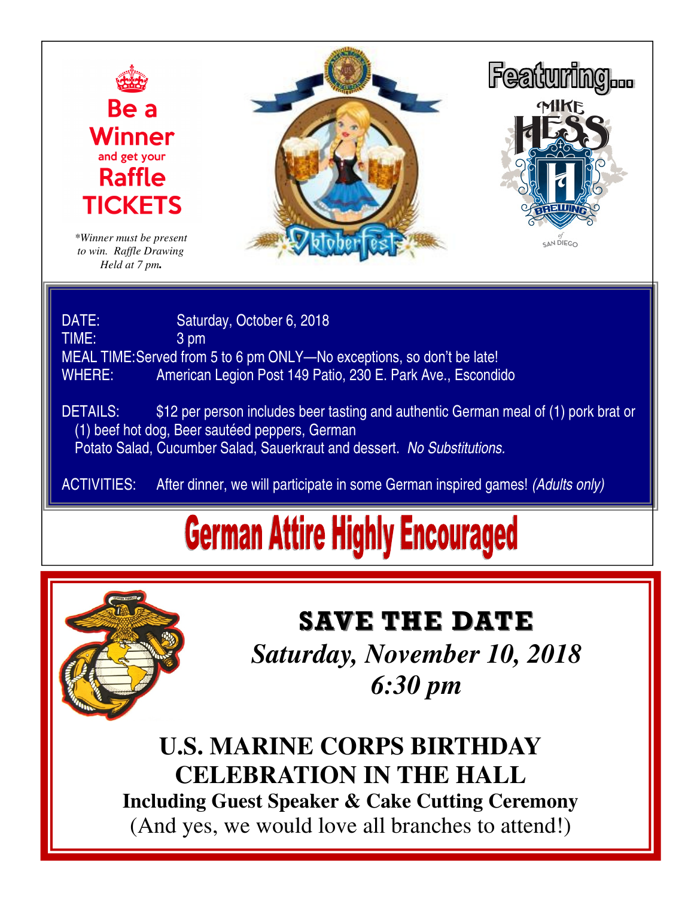**Be a Winner**
and get your
**Raffle TICKETS**

*\*Winner must be present to win. Raffle Drawing Held at 7 pm.*

Oktoberfest

**Featuring...**

MIKE HESS BREWING of SAN DIEGO

DATE: Saturday, October 6, 2018
TIME: 3 pm
MEAL TIME: Served from 5 to 6 pm ONLY—No exceptions, so don't be late!
WHERE: American Legion Post 149 Patio, 230 E. Park Ave., Escondido

DETAILS: $12 per person includes beer tasting and authentic German meal of (1) pork brat or (1) beef hot dog, Beer sautéed peppers, German Potato Salad, Cucumber Salad, Sauerkraut and dessert. *No Substitutions.*

ACTIVITIES: After dinner, we will participate in some German inspired games! *(Adults only)*

## German Attire Highly Encouraged

## SAVE THE DATE

***Saturday, November 10, 2018***
***6:30 pm***

## U.S. MARINE CORPS BIRTHDAY CELEBRATION IN THE HALL

**Including Guest Speaker & Cake Cutting Ceremony**

(And yes, we would love all branches to attend!)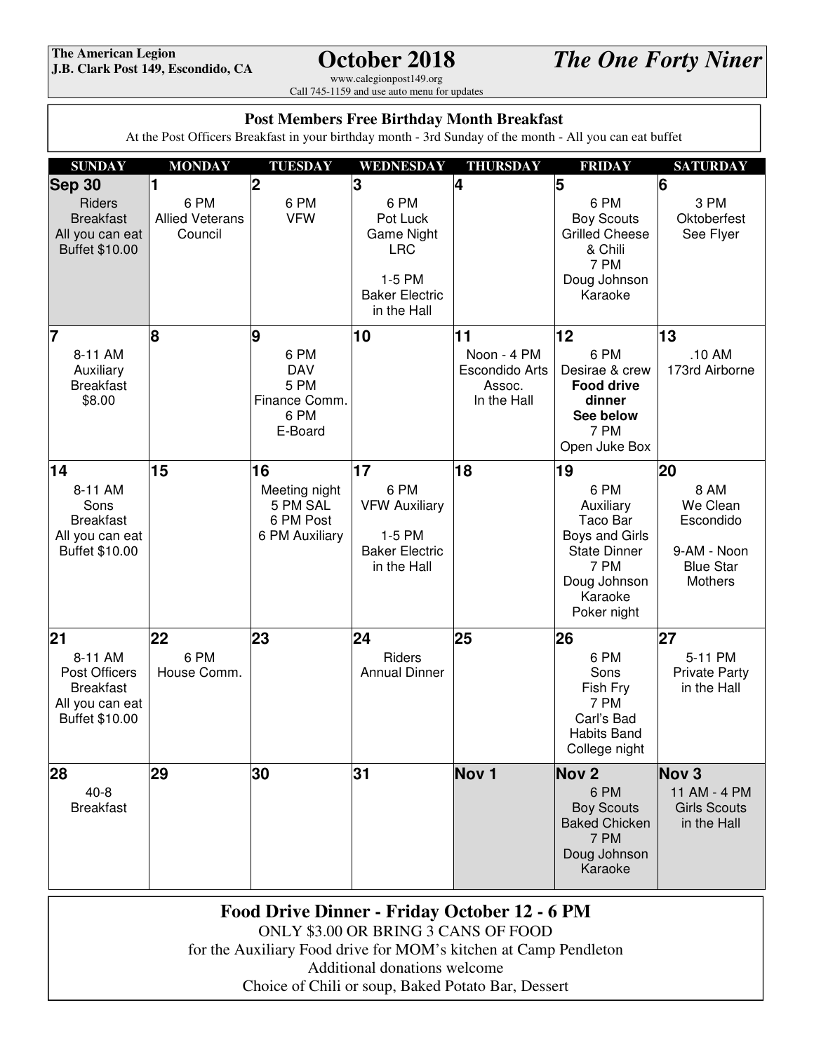The American Legion
J.B. Clark Post 149, Escondido, CA

# October 2018

*The One Forty Niner*

www.calegionpost149.org
Call 745-1159 and use auto menu for updates

**Post Members Free Birthday Month Breakfast**
At the Post Officers Breakfast in your birthday month - 3rd Sunday of the month - All you can eat buffet

| SUNDAY | MONDAY | TUESDAY | WEDNESDAY | THURSDAY | FRIDAY | SATURDAY |
|---|---|---|---|---|---|---|
| **Sep 30** Riders Breakfast All you can eat Buffet $10.00 | **1** 6 PM Allied Veterans Council | **2** 6 PM VFW | **3** 6 PM Pot Luck Game Night LRC<br>1-5 PM Baker Electric in the Hall | **4** | **5** 6 PM Boy Scouts Grilled Cheese & Chili 7 PM Doug Johnson Karaoke | **6** 3 PM Oktoberfest See Flyer |
| **7** 8-11 AM Auxiliary Breakfast $8.00 | **8** | **9** 6 PM DAV 5 PM Finance Comm. 6 PM E-Board | **10** | **11** Noon - 4 PM Escondido Arts Assoc. In the Hall | **12** 6 PM Desirae & crew **Food drive dinner See below** 7 PM Open Juke Box | **13** .10 AM 173rd Airborne |
| **14** 8-11 AM Sons Breakfast All you can eat Buffet $10.00 | **15** | **16** Meeting night 5 PM SAL 6 PM Post 6 PM Auxiliary | **17** 6 PM VFW Auxiliary<br>1-5 PM Baker Electric in the Hall | **18** | **19** 6 PM Auxiliary Taco Bar Boys and Girls State Dinner 7 PM Doug Johnson Karaoke Poker night | **20** 8 AM We Clean Escondido<br>9-AM - Noon Blue Star Mothers |
| **21** 8-11 AM Post Officers Breakfast All you can eat Buffet $10.00 | **22** 6 PM House Comm. | **23** | **24** Riders Annual Dinner | **25** | **26** 6 PM Sons Fish Fry 7 PM Carl's Bad Habits Band College night | **27** 5-11 PM Private Party in the Hall |
| **28** 40-8 Breakfast | **29** | **30** | **31** | **Nov 1** | **Nov 2** 6 PM Boy Scouts Baked Chicken 7 PM Doug Johnson Karaoke | **Nov 3** 11 AM - 4 PM Girls Scouts in the Hall |

**Food Drive Dinner - Friday October 12 - 6 PM**
ONLY $3.00 OR BRING 3 CANS OF FOOD
for the Auxiliary Food drive for MOM's kitchen at Camp Pendleton
Additional donations welcome
Choice of Chili or soup, Baked Potato Bar, Dessert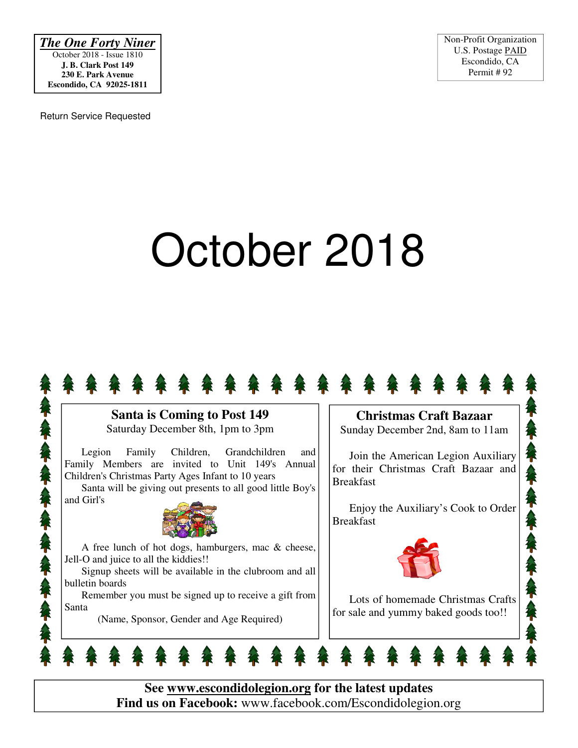***The One Forty Niner***
October 2018 - Issue 1810
**J. B. Clark Post 149**
**230 E. Park Avenue**
**Escondido, CA 92025-1811**

Non-Profit Organization
U.S. Postage PAID
Escondido, CA
Permit # 92

Return Service Requested

# October 2018

## Santa is Coming to Post 149

Saturday December 8th, 1pm to 3pm

Legion Family Children, Grandchildren and Family Members are invited to Unit 149's Annual Children's Christmas Party Ages Infant to 10 years

Santa will be giving out presents to all good little Boy's and Girl's

A free lunch of hot dogs, hamburgers, mac & cheese, Jell-O and juice to all the kiddies!!

Signup sheets will be available in the clubroom and all bulletin boards

Remember you must be signed up to receive a gift from Santa

(Name, Sponsor, Gender and Age Required)

## Christmas Craft Bazaar

Sunday December 2nd, 8am to 11am

Join the American Legion Auxiliary for their Christmas Craft Bazaar and Breakfast

Enjoy the Auxiliary's Cook to Order Breakfast

Lots of homemade Christmas Crafts for sale and yummy baked goods too!!

**See www.escondidolegion.org for the latest updates**
**Find us on Facebook:** www.facebook.com/Escondidolegion.org